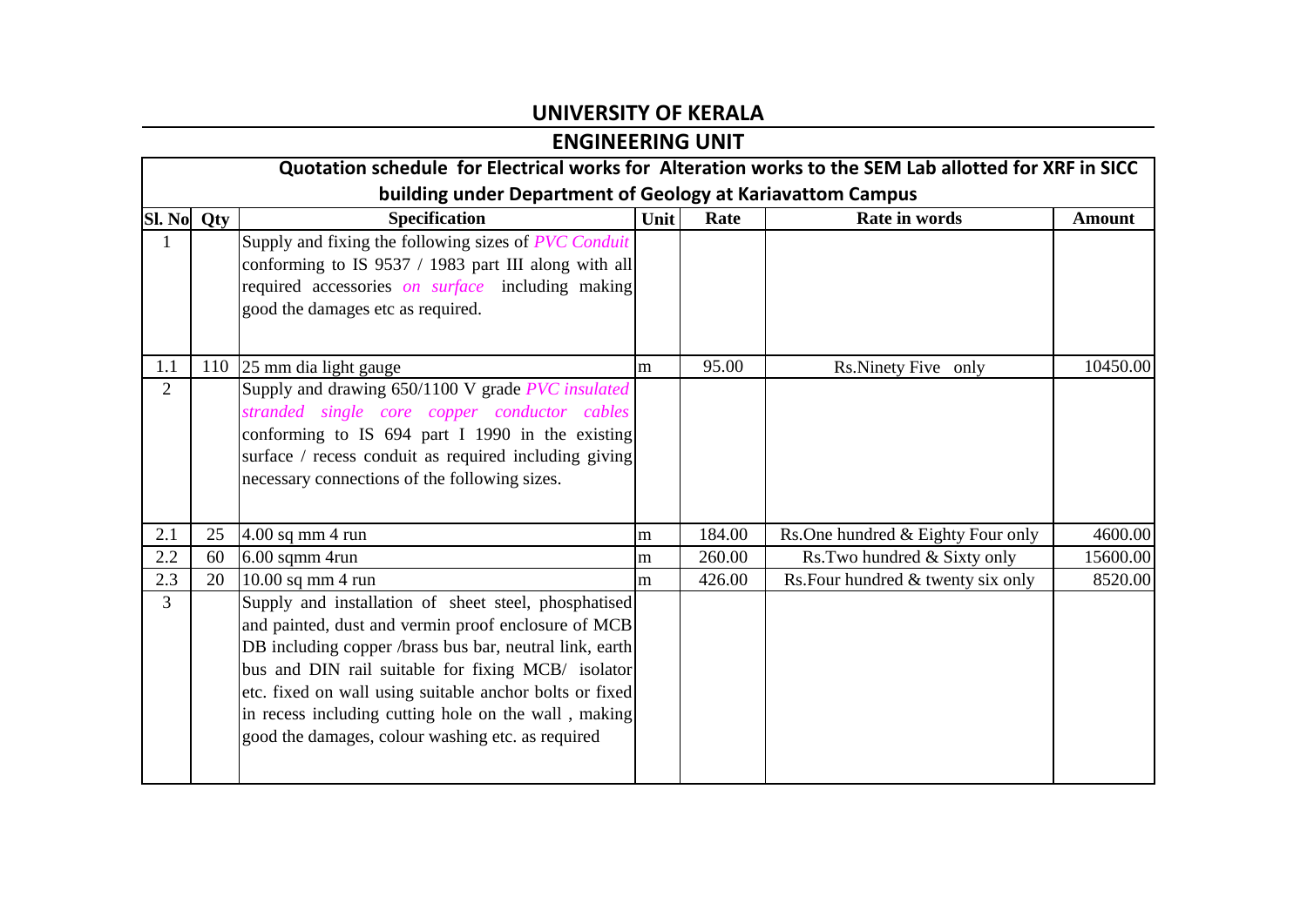# UNIVERSITY OF KERALA

## ENGINEERING UNIT

### Quotation schedule for Electrical works for Alteration works to the SEM Lab allotted for XRF in SICC building under Department of Geology at Kariavattom Campus

| Sl. No | Qty | Specification | Unit | Rate | Rate in words | Amount |
|---|---|---|---|---|---|---|
| 1 | | Supply and fixing the following sizes of *PVC Conduit* conforming to IS 9537 / 1983 part III along with all required accessories *on surface* including making good the damages etc as required. | | | | |
| 1.1 | 110 | 25 mm dia light gauge | m | 95.00 | Rs.Ninety Five only | 10450.00 |
| 2 | | Supply and drawing 650/1100 V grade *PVC insulated stranded single core copper conductor cables* conforming to IS 694 part I 1990 in the existing surface / recess conduit as required including giving necessary connections of the following sizes. | | | | |
| 2.1 | 25 | 4.00 sq mm 4 run | m | 184.00 | Rs.One hundred & Eighty Four only | 4600.00 |
| 2.2 | 60 | 6.00 sqmm 4run | m | 260.00 | Rs.Two hundred & Sixty only | 15600.00 |
| 2.3 | 20 | 10.00 sq mm 4 run | m | 426.00 | Rs.Four hundred & twenty six only | 8520.00 |
| 3 | | Supply and installation of sheet steel, phosphatised and painted, dust and vermin proof enclosure of MCB DB including copper /brass bus bar, neutral link, earth bus and DIN rail suitable for fixing MCB/ isolator etc. fixed on wall using suitable anchor bolts or fixed in recess including cutting hole on the wall , making good the damages, colour washing etc. as required | | | | |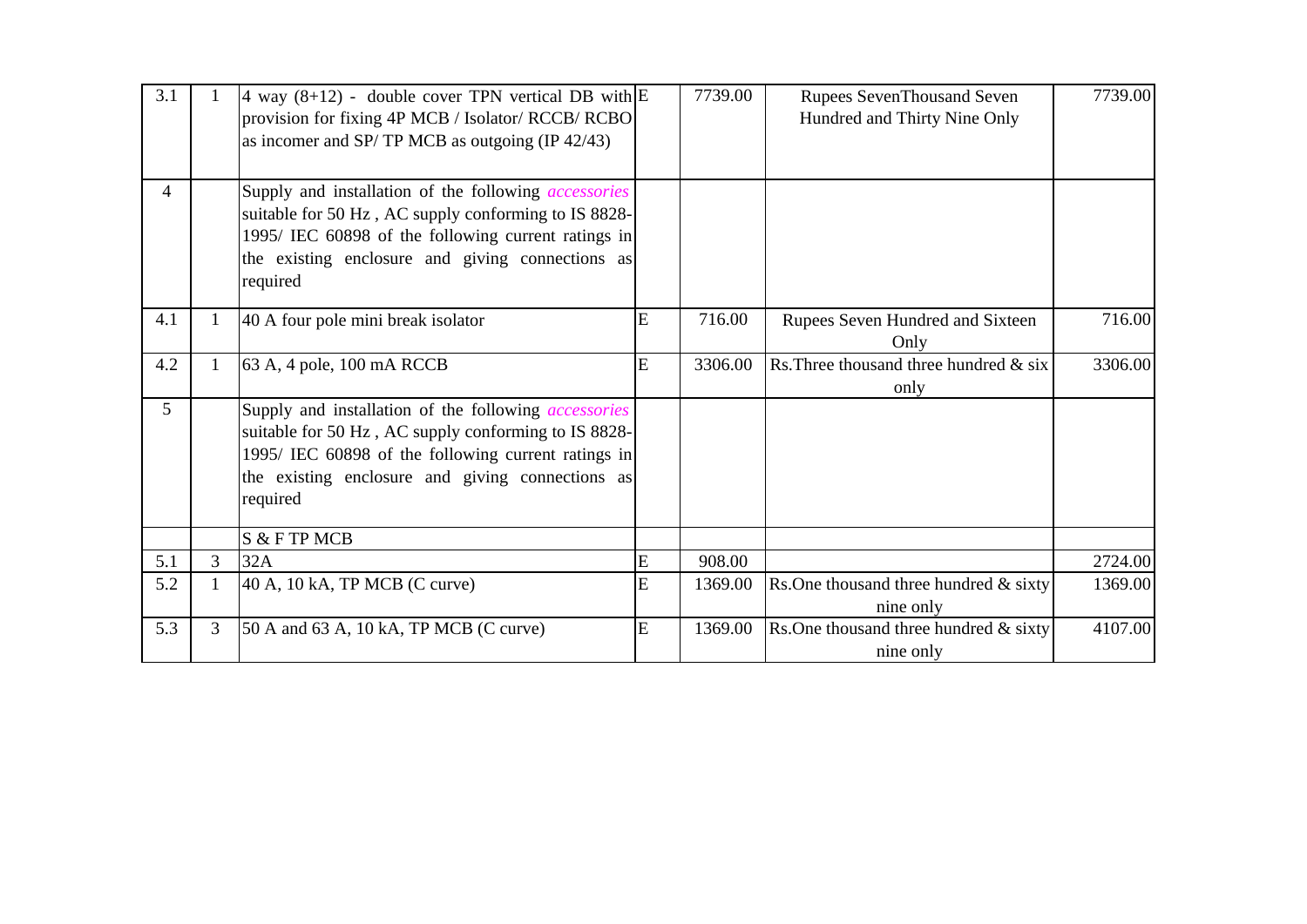| | | | | | | |
|---|---|---|---|---|---|---|
| 3.1 | 1 | 4 way (8+12) - double cover TPN vertical DB with provision for fixing 4P MCB / Isolator/ RCCB/ RCBO as incomer and SP/ TP MCB as outgoing (IP 42/43) | E | 7739.00 | Rupees SevenThousand Seven Hundred and Thirty Nine Only | 7739.00 |
| 4 | | Supply and installation of the following *accessories* suitable for 50 Hz , AC supply conforming to IS 8828-1995/ IEC 60898 of the following current ratings in the existing enclosure and giving connections as required | | | | |
| 4.1 | 1 | 40 A four pole mini break isolator | E | 716.00 | Rupees Seven Hundred and Sixteen Only | 716.00 |
| 4.2 | 1 | 63 A, 4 pole, 100 mA RCCB | E | 3306.00 | Rs.Three thousand three hundred & six only | 3306.00 |
| 5 | | Supply and installation of the following *accessories* suitable for 50 Hz , AC supply conforming to IS 8828-1995/ IEC 60898 of the following current ratings in the existing enclosure and giving connections as required | | | | |
| | | S & F TP MCB | | | | |
| 5.1 | 3 | 32A | E | 908.00 | | 2724.00 |
| 5.2 | 1 | 40 A, 10 kA, TP MCB (C curve) | E | 1369.00 | Rs.One thousand three hundred & sixty nine only | 1369.00 |
| 5.3 | 3 | 50 A and 63 A, 10 kA, TP MCB (C curve) | E | 1369.00 | Rs.One thousand three hundred & sixty nine only | 4107.00 |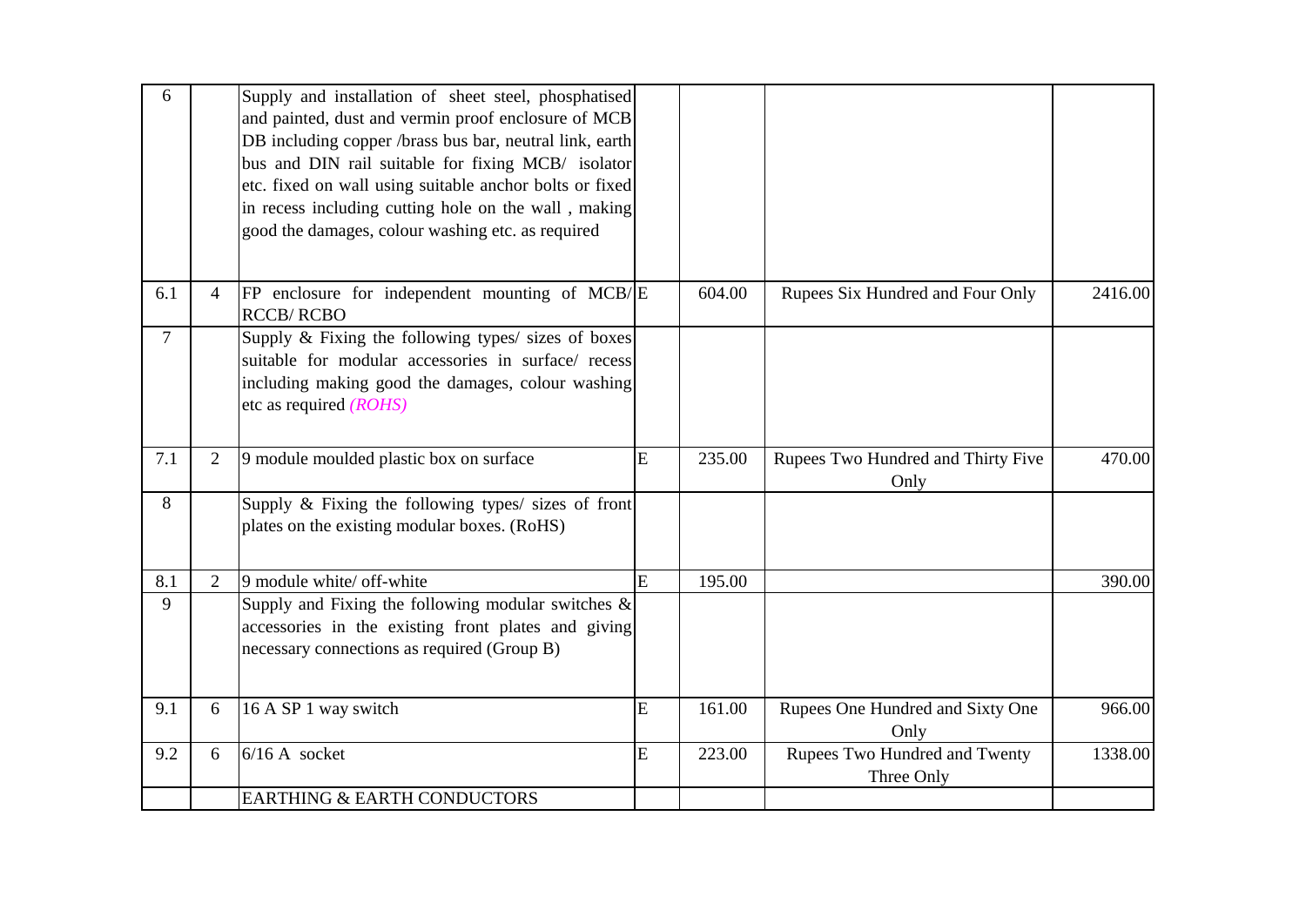| 6 | | Supply and installation of sheet steel, phosphatised and painted, dust and vermin proof enclosure of MCB DB including copper /brass bus bar, neutral link, earth bus and DIN rail suitable for fixing MCB/ isolator etc. fixed on wall using suitable anchor bolts or fixed in recess including cutting hole on the wall , making good the damages, colour washing etc. as required | | | | |
|---|---|---|---|---|---|---|
| 6.1 | 4 | FP enclosure for independent mounting of MCB/ RCCB/ RCBO | E | 604.00 | Rupees Six Hundred and Four Only | 2416.00 |
| 7 | | Supply & Fixing the following types/ sizes of boxes suitable for modular accessories in surface/ recess including making good the damages, colour washing etc as required *(ROHS)* | | | | |
| 7.1 | 2 | 9 module moulded plastic box on surface | E | 235.00 | Rupees Two Hundred and Thirty Five Only | 470.00 |
| 8 | | Supply & Fixing the following types/ sizes of front plates on the existing modular boxes. (RoHS) | | | | |
| 8.1 | 2 | 9 module white/ off-white | E | 195.00 | | 390.00 |
| 9 | | Supply and Fixing the following modular switches & accessories in the existing front plates and giving necessary connections as required (Group B) | | | | |
| 9.1 | 6 | 16 A SP 1 way switch | E | 161.00 | Rupees One Hundred and Sixty One Only | 966.00 |
| 9.2 | 6 | 6/16 A socket | E | 223.00 | Rupees Two Hundred and Twenty Three Only | 1338.00 |
| | | EARTHING & EARTH CONDUCTORS | | | | |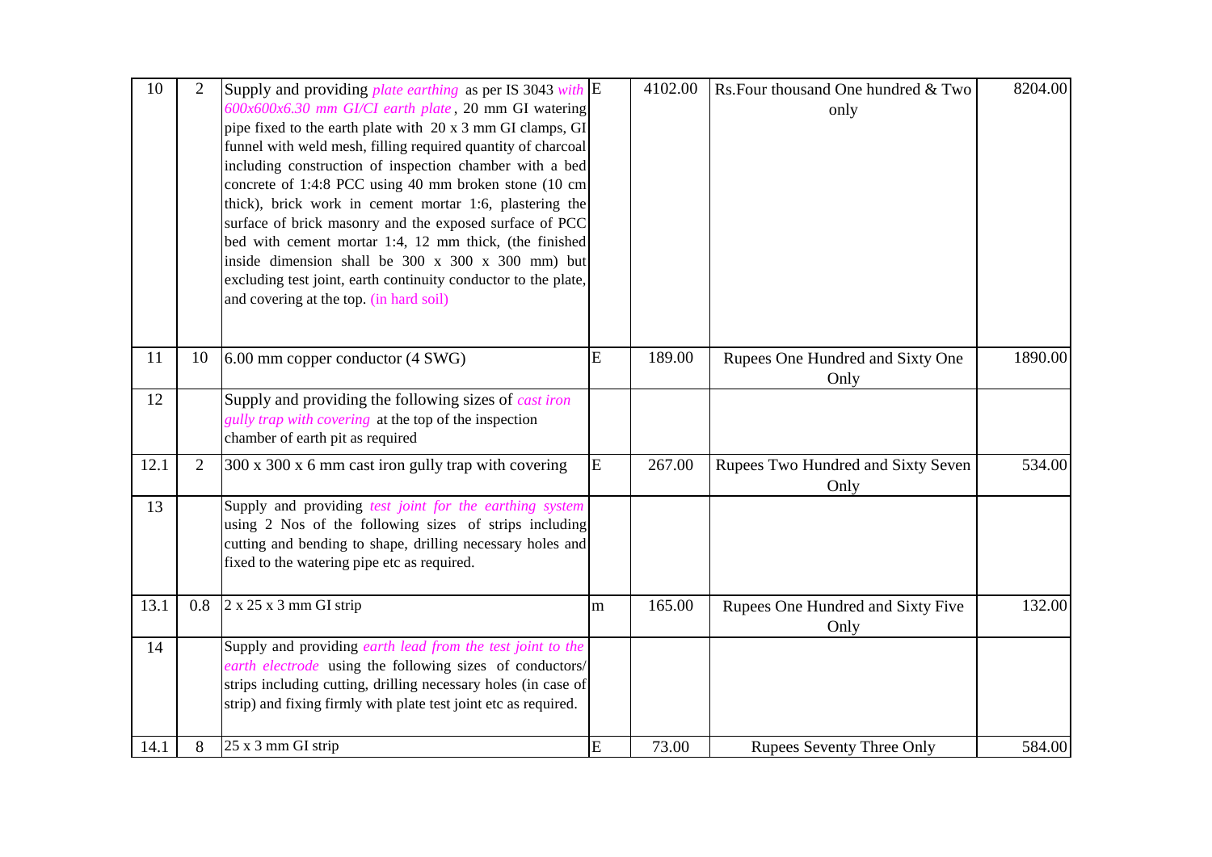| 10 | 2 | Supply and providing *plate earthing* as per IS 3043 *with 600x600x6.30 mm GI/CI earth plate*, 20 mm GI watering pipe fixed to the earth plate with 20 x 3 mm GI clamps, GI funnel with weld mesh, filling required quantity of charcoal including construction of inspection chamber with a bed concrete of 1:4:8 PCC using 40 mm broken stone (10 cm thick), brick work in cement mortar 1:6, plastering the surface of brick masonry and the exposed surface of PCC bed with cement mortar 1:4, 12 mm thick, (the finished inside dimension shall be 300 x 300 x 300 mm) but excluding test joint, earth continuity conductor to the plate, and covering at the top. (in hard soil) | E | 4102.00 | Rs.Four thousand One hundred & Two only | 8204.00 |
|---|---|---|---|---|---|---|
| 11 | 10 | 6.00 mm copper conductor (4 SWG) | E | 189.00 | Rupees One Hundred and Sixty One Only | 1890.00 |
| 12 | | Supply and providing the following sizes of *cast iron gully trap with covering* at the top of the inspection chamber of earth pit as required | | | | |
| 12.1 | 2 | 300 x 300 x 6 mm cast iron gully trap with covering | E | 267.00 | Rupees Two Hundred and Sixty Seven Only | 534.00 |
| 13 | | Supply and providing *test joint for the earthing system* using 2 Nos of the following sizes of strips including cutting and bending to shape, drilling necessary holes and fixed to the watering pipe etc as required. | | | | |
| 13.1 | 0.8 | 2 x 25 x 3 mm GI strip | m | 165.00 | Rupees One Hundred and Sixty Five Only | 132.00 |
| 14 | | Supply and providing *earth lead from the test joint to the earth electrode* using the following sizes of conductors/ strips including cutting, drilling necessary holes (in case of strip) and fixing firmly with plate test joint etc as required. | | | | |
| 14.1 | 8 | 25 x 3 mm GI strip | E | 73.00 | Rupees Seventy Three Only | 584.00 |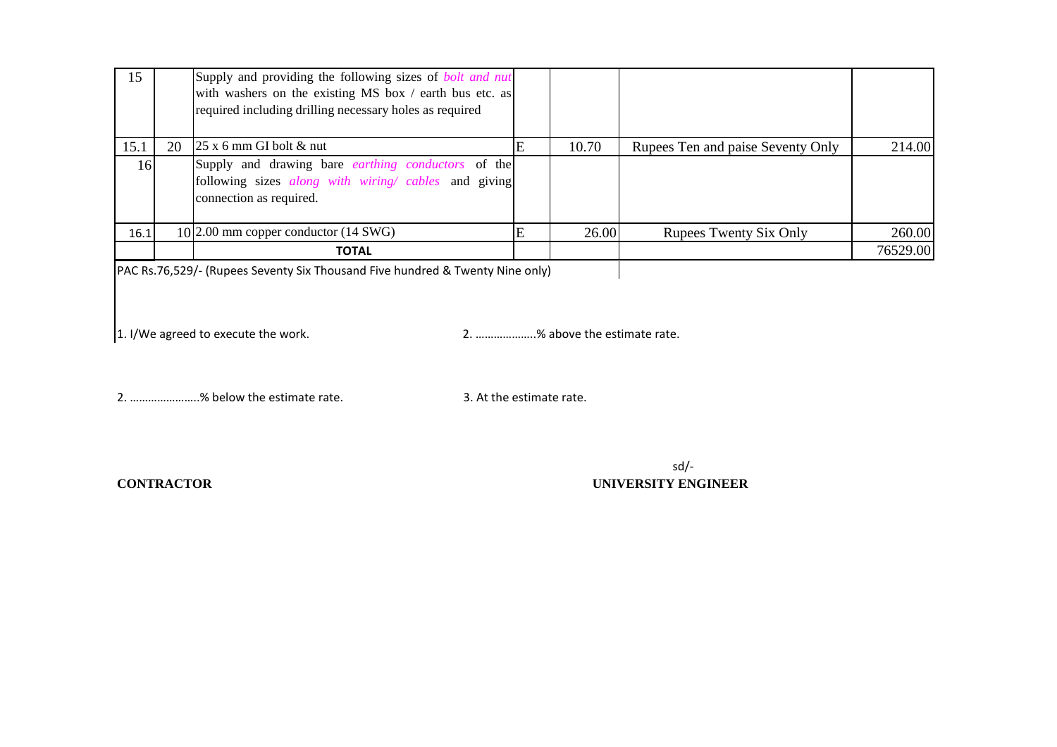| | | | | | | |
|---|---|---|---|---|---|---|
| 15 | | Supply and providing the following sizes of *bolt and nut* with washers on the existing MS box / earth bus etc. as required including drilling necessary holes as required | | | | |
| 15.1 | 20 | 25 x 6 mm GI bolt & nut | E | 10.70 | Rupees Ten and paise Seventy Only | 214.00 |
| 16 | | Supply and drawing bare *earthing conductors* of the following sizes *along with wiring/ cables* and giving connection as required. | | | | |
| 16.1 | 10 | 2.00 mm copper conductor (14 SWG) | E | 26.00 | Rupees Twenty Six Only | 260.00 |
| | | **TOTAL** | | | | 76529.00 |

PAC Rs.76,529/- (Rupees Seventy Six Thousand Five hundred & Twenty Nine only)

1. I/We agreed to execute the work.

2. ………………..% above the estimate rate.

2. …………………..% below the estimate rate.

3. At the estimate rate.

**CONTRACTOR**

sd/-
**UNIVERSITY ENGINEER**